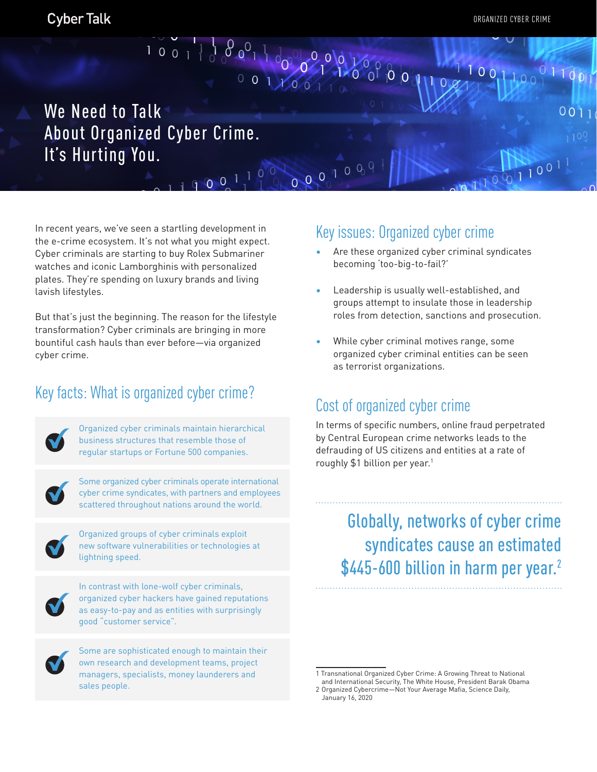# We Need to Talk About Organized Cyber Crime. It's Hurting You.

In recent years, we've seen a startling development in the e-crime ecosystem. It's not what you might expect. Cyber criminals are starting to buy Rolex Submariner watches and iconic Lamborghinis with personalized plates. They're spending on luxury brands and living lavish lifestyles.

But that's just the beginning. The reason for the lifestyle transformation? Cyber criminals are bringing in more bountiful cash hauls than ever before—via organized cyber crime.

## Key facts: What is organized cyber crime?

- Organized cyber criminals maintain hierarchical business structures that resemble those of regular startups or Fortune 500 companies.
- Some organized cyber criminals operate international cyber crime syndicates, with partners and employees scattered throughout nations around the world.
- Organized groups of cyber criminals exploit new software vulnerabilities or technologies at lightning speed.
- In contrast with lone-wolf cyber criminals, organized cyber hackers have gained reputations as easy-to-pay and as entities with surprisingly good "customer service".
- Some are sophisticated enough to maintain their own research and development teams, project managers, specialists, money launderers and sales people.

## Key issues: Organized cyber crime

- Are these organized cyber criminal syndicates becoming 'too-big-to-fail?'
- Leadership is usually well-established, and groups attempt to insulate those in leadership roles from detection, sanctions and prosecution.
- While cyber criminal motives range, some organized cyber criminal entities can be seen as terrorist organizations.

## Cost of organized cyber crime

In terms of specific numbers, online fraud perpetrated by Central European crime networks leads to the defrauding of US citizens and entities at a rate of roughly $1 billion per year.[1]

> Globally, networks of cyber crime syndicates cause an estimated $445-600 billion in harm per year.[2]

1 Transnational Organized Cyber Crime: A Growing Threat to National and International Security, The White House, President Barak Obama

2 Organized Cybercrime—Not Your Average Mafia, Science Daily, January 16, 2020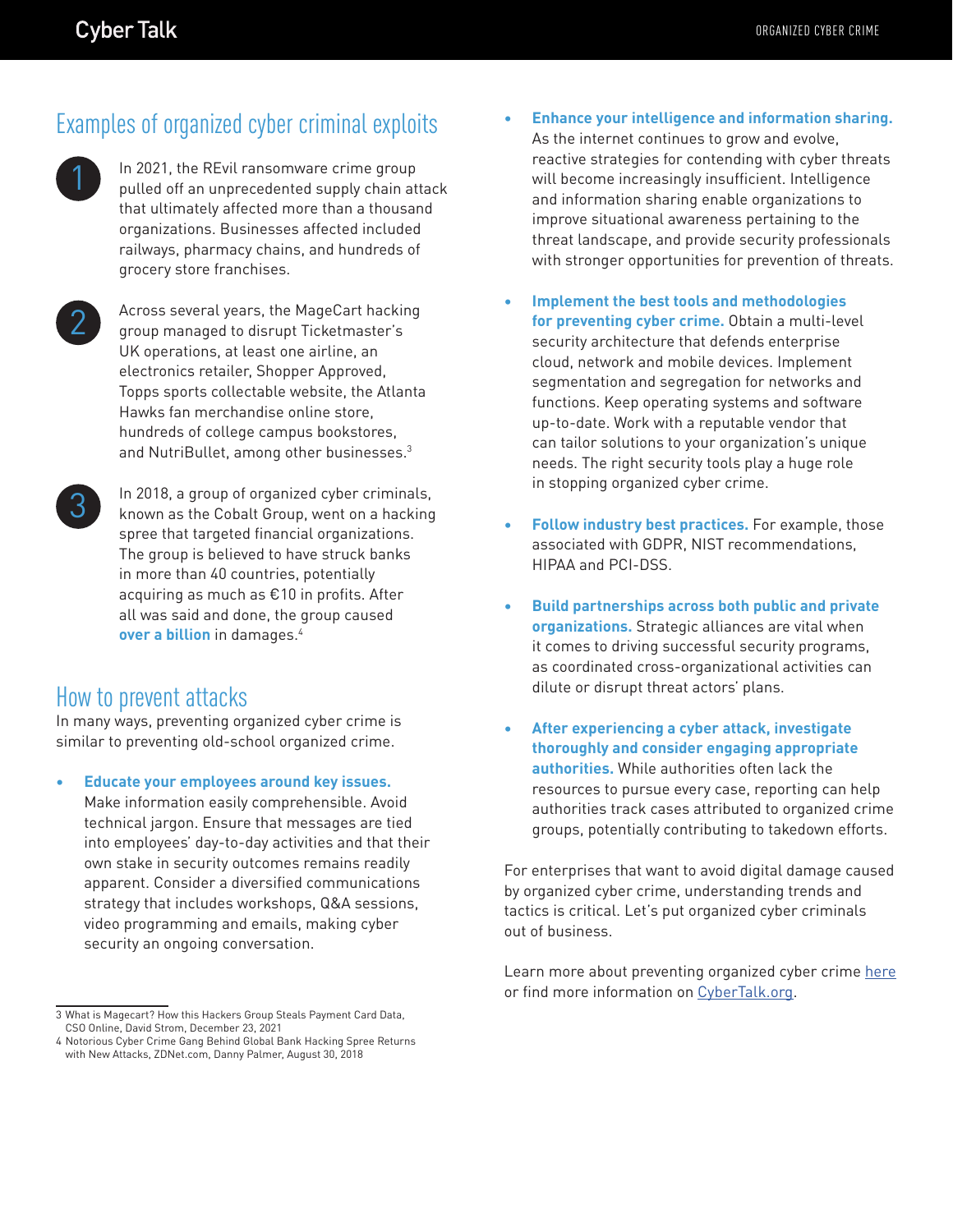## Examples of organized cyber criminal exploits

1. In 2021, the REvil ransomware crime group pulled off an unprecedented supply chain attack that ultimately affected more than a thousand organizations. Businesses affected included railways, pharmacy chains, and hundreds of grocery store franchises.

2. Across several years, the MageCart hacking group managed to disrupt Ticketmaster's UK operations, at least one airline, an electronics retailer, Shopper Approved, Topps sports collectable website, the Atlanta Hawks fan merchandise online store, hundreds of college campus bookstores, and NutriBullet, among other businesses.[3]

3. In 2018, a group of organized cyber criminals, known as the Cobalt Group, went on a hacking spree that targeted financial organizations. The group is believed to have struck banks in more than 40 countries, potentially acquiring as much as €10 in profits. After all was said and done, the group caused **over a billion** in damages.[4]

## How to prevent attacks

In many ways, preventing organized cyber crime is similar to preventing old-school organized crime.

- **Educate your employees around key issues.** Make information easily comprehensible. Avoid technical jargon. Ensure that messages are tied into employees' day-to-day activities and that their own stake in security outcomes remains readily apparent. Consider a diversified communications strategy that includes workshops, Q&A sessions, video programming and emails, making cyber security an ongoing conversation.

- **Enhance your intelligence and information sharing.** As the internet continues to grow and evolve, reactive strategies for contending with cyber threats will become increasingly insufficient. Intelligence and information sharing enable organizations to improve situational awareness pertaining to the threat landscape, and provide security professionals with stronger opportunities for prevention of threats.

- **Implement the best tools and methodologies for preventing cyber crime.** Obtain a multi-level security architecture that defends enterprise cloud, network and mobile devices. Implement segmentation and segregation for networks and functions. Keep operating systems and software up-to-date. Work with a reputable vendor that can tailor solutions to your organization's unique needs. The right security tools play a huge role in stopping organized cyber crime.

- **Follow industry best practices.** For example, those associated with GDPR, NIST recommendations, HIPAA and PCI-DSS.

- **Build partnerships across both public and private organizations.** Strategic alliances are vital when it comes to driving successful security programs, as coordinated cross-organizational activities can dilute or disrupt threat actors' plans.

- **After experiencing a cyber attack, investigate thoroughly and consider engaging appropriate authorities.** While authorities often lack the resources to pursue every case, reporting can help authorities track cases attributed to organized crime groups, potentially contributing to takedown efforts.

For enterprises that want to avoid digital damage caused by organized cyber crime, understanding trends and tactics is critical. Let's put organized cyber criminals out of business.

Learn more about preventing organized cyber crime here or find more information on CyberTalk.org.

---

3 What is Magecart? How this Hackers Group Steals Payment Card Data, CSO Online, David Strom, December 23, 2021

4 Notorious Cyber Crime Gang Behind Global Bank Hacking Spree Returns with New Attacks, ZDNet.com, Danny Palmer, August 30, 2018